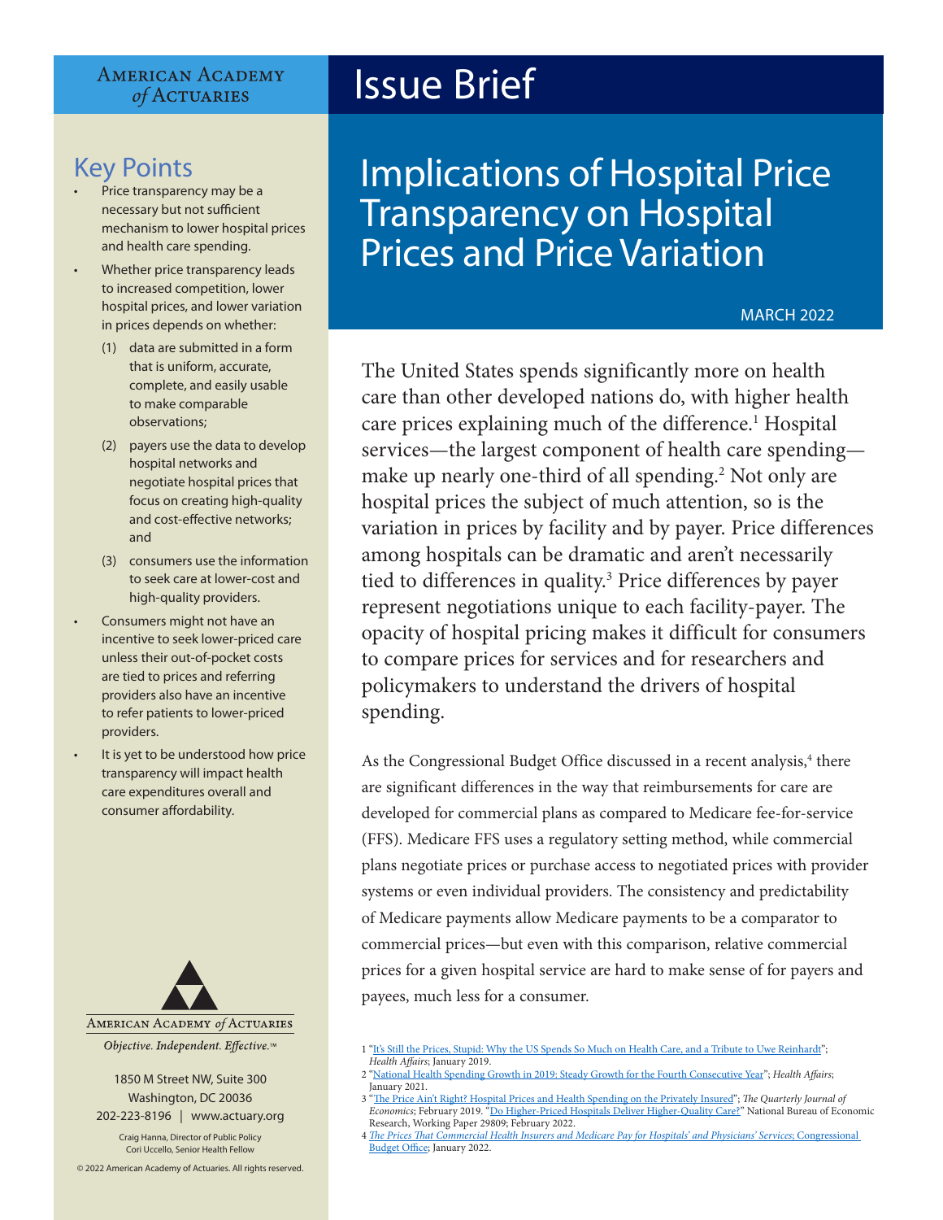American Academy *of* Actuaries

# Issue Brief

# Implications of Hospital Price Transparency on Hospital Prices and Price Variation

MARCH 2022

## Key Points

- Price transparency may be a necessary but not sufficient mechanism to lower hospital prices and health care spending.
- Whether price transparency leads to increased competition, lower hospital prices, and lower variation in prices depends on whether:
  1. data are submitted in a form that is uniform, accurate, complete, and easily usable to make comparable observations;
  2. payers use the data to develop hospital networks and negotiate hospital prices that focus on creating high-quality and cost-effective networks; and
  3. consumers use the information to seek care at lower-cost and high-quality providers.
- Consumers might not have an incentive to seek lower-priced care unless their out-of-pocket costs are tied to prices and referring providers also have an incentive to refer patients to lower-priced providers.
- It is yet to be understood how price transparency will impact health care expenditures overall and consumer affordability.

American Academy *of* Actuaries

*Objective. Independent. Effective.*™

1850 M Street NW, Suite 300
Washington, DC 20036
202-223-8196 | www.actuary.org

Craig Hanna, Director of Public Policy
Cori Uccello, Senior Health Fellow

© 2022 American Academy of Actuaries. All rights reserved.

The United States spends significantly more on health care than other developed nations do, with higher health care prices explaining much of the difference.[1] Hospital services—the largest component of health care spending—make up nearly one-third of all spending.[2] Not only are hospital prices the subject of much attention, so is the variation in prices by facility and by payer. Price differences among hospitals can be dramatic and aren't necessarily tied to differences in quality.[3] Price differences by payer represent negotiations unique to each facility-payer. The opacity of hospital pricing makes it difficult for consumers to compare prices for services and for researchers and policymakers to understand the drivers of hospital spending.

As the Congressional Budget Office discussed in a recent analysis,[4] there are significant differences in the way that reimbursements for care are developed for commercial plans as compared to Medicare fee-for-service (FFS). Medicare FFS uses a regulatory setting method, while commercial plans negotiate prices or purchase access to negotiated prices with provider systems or even individual providers. The consistency and predictability of Medicare payments allow Medicare payments to be a comparator to commercial prices—but even with this comparison, relative commercial prices for a given hospital service are hard to make sense of for payers and payees, much less for a consumer.

---

1 "It's Still the Prices, Stupid: Why the US Spends So Much on Health Care, and a Tribute to Uwe Reinhardt"; *Health Affairs*; January 2019.

2 "National Health Spending Growth in 2019: Steady Growth for the Fourth Consecutive Year"; *Health Affairs*; January 2021.

3 "The Price Ain't Right? Hospital Prices and Health Spending on the Privately Insured"; *The Quarterly Journal of Economics*; February 2019. "Do Higher-Priced Hospitals Deliver Higher-Quality Care?" National Bureau of Economic Research, Working Paper 29809; February 2022.

4 *The Prices That Commercial Health Insurers and Medicare Pay for Hospitals' and Physicians' Services*; Congressional Budget Office; January 2022.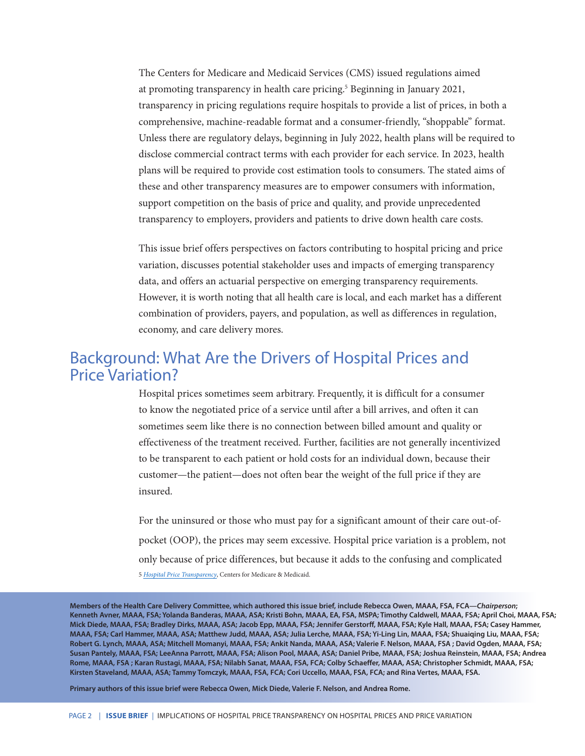The Centers for Medicare and Medicaid Services (CMS) issued regulations aimed at promoting transparency in health care pricing.[5] Beginning in January 2021, transparency in pricing regulations require hospitals to provide a list of prices, in both a comprehensive, machine-readable format and a consumer-friendly, "shoppable" format. Unless there are regulatory delays, beginning in July 2022, health plans will be required to disclose commercial contract terms with each provider for each service. In 2023, health plans will be required to provide cost estimation tools to consumers. The stated aims of these and other transparency measures are to empower consumers with information, support competition on the basis of price and quality, and provide unprecedented transparency to employers, providers and patients to drive down health care costs.

This issue brief offers perspectives on factors contributing to hospital pricing and price variation, discusses potential stakeholder uses and impacts of emerging transparency data, and offers an actuarial perspective on emerging transparency requirements. However, it is worth noting that all health care is local, and each market has a different combination of providers, payers, and population, as well as differences in regulation, economy, and care delivery mores.

## Background: What Are the Drivers of Hospital Prices and Price Variation?

Hospital prices sometimes seem arbitrary. Frequently, it is difficult for a consumer to know the negotiated price of a service until after a bill arrives, and often it can sometimes seem like there is no connection between billed amount and quality or effectiveness of the treatment received. Further, facilities are not generally incentivized to be transparent to each patient or hold costs for an individual down, because their customer—the patient—does not often bear the weight of the full price if they are insured.

For the uninsured or those who must pay for a significant amount of their care out-of-pocket (OOP), the prices may seem excessive. Hospital price variation is a problem, not only because of price differences, but because it adds to the confusing and complicated

5 *Hospital Price Transparency*, Centers for Medicare & Medicaid.

**Members of the Health Care Delivery Committee, which authored this issue brief, include Rebecca Owen, MAAA, FSA, FCA—*Chairperson*; Kenneth Avner, MAAA, FSA; Yolanda Banderas, MAAA, ASA; Kristi Bohn, MAAA, EA, FSA, MSPA; Timothy Caldwell, MAAA, FSA; April Choi, MAAA, FSA; Mick Diede, MAAA, FSA; Bradley Dirks, MAAA, ASA; Jacob Epp, MAAA, FSA; Jennifer Gerstorff, MAAA, FSA; Kyle Hall, MAAA, FSA; Casey Hammer, MAAA, FSA; Carl Hammer, MAAA, ASA; Matthew Judd, MAAA, ASA; Julia Lerche, MAAA, FSA; Yi-Ling Lin, MAAA, FSA; Shuaiqing Liu, MAAA, FSA; Robert G. Lynch, MAAA, ASA; Mitchell Momanyi, MAAA, FSA; Ankit Nanda, MAAA, ASA; Valerie F. Nelson, MAAA, FSA ; David Ogden, MAAA, FSA; Susan Pantely, MAAA, FSA; LeeAnna Parrott, MAAA, FSA; Alison Pool, MAAA, ASA; Daniel Pribe, MAAA, FSA; Joshua Reinstein, MAAA, FSA; Andrea Rome, MAAA, FSA ; Karan Rustagi, MAAA, FSA; Nilabh Sanat, MAAA, FSA, FCA; Colby Schaeffer, MAAA, ASA; Christopher Schmidt, MAAA, FSA; Kirsten Staveland, MAAA, ASA; Tammy Tomczyk, MAAA, FSA, FCA; Cori Uccello, MAAA, FSA, FCA; and Rina Vertes, MAAA, FSA.**

**Primary authors of this issue brief were Rebecca Owen, Mick Diede, Valerie F. Nelson, and Andrea Rome.**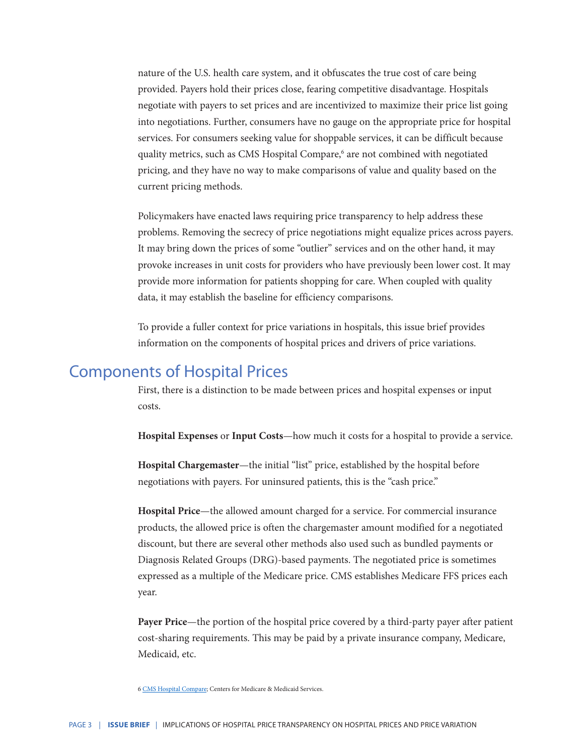nature of the U.S. health care system, and it obfuscates the true cost of care being provided. Payers hold their prices close, fearing competitive disadvantage. Hospitals negotiate with payers to set prices and are incentivized to maximize their price list going into negotiations. Further, consumers have no gauge on the appropriate price for hospital services. For consumers seeking value for shoppable services, it can be difficult because quality metrics, such as CMS Hospital Compare,[6] are not combined with negotiated pricing, and they have no way to make comparisons of value and quality based on the current pricing methods.

Policymakers have enacted laws requiring price transparency to help address these problems. Removing the secrecy of price negotiations might equalize prices across payers. It may bring down the prices of some "outlier" services and on the other hand, it may provoke increases in unit costs for providers who have previously been lower cost. It may provide more information for patients shopping for care. When coupled with quality data, it may establish the baseline for efficiency comparisons.

To provide a fuller context for price variations in hospitals, this issue brief provides information on the components of hospital prices and drivers of price variations.

## Components of Hospital Prices

First, there is a distinction to be made between prices and hospital expenses or input costs.

**Hospital Expenses** or **Input Costs**—how much it costs for a hospital to provide a service.

**Hospital Chargemaster**—the initial "list" price, established by the hospital before negotiations with payers. For uninsured patients, this is the "cash price."

**Hospital Price**—the allowed amount charged for a service. For commercial insurance products, the allowed price is often the chargemaster amount modified for a negotiated discount, but there are several other methods also used such as bundled payments or Diagnosis Related Groups (DRG)-based payments. The negotiated price is sometimes expressed as a multiple of the Medicare price. CMS establishes Medicare FFS prices each year.

**Payer Price**—the portion of the hospital price covered by a third-party payer after patient cost-sharing requirements. This may be paid by a private insurance company, Medicare, Medicaid, etc.

6 CMS Hospital Compare; Centers for Medicare & Medicaid Services.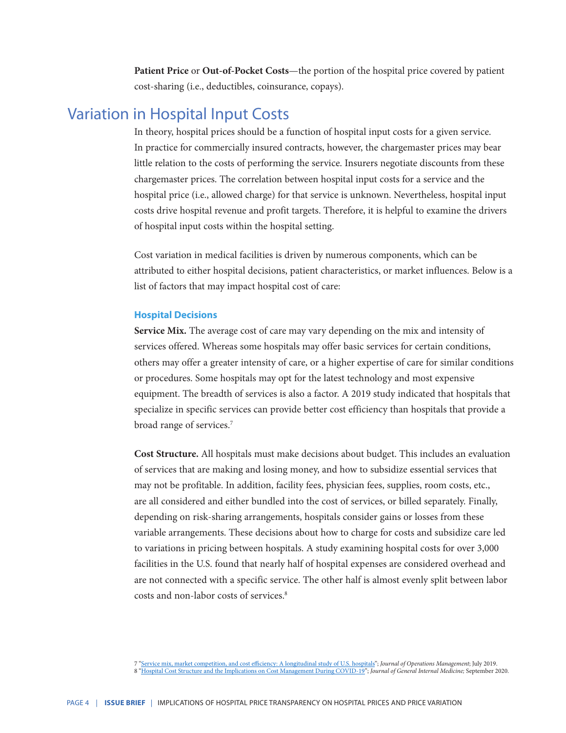**Patient Price** or **Out-of-Pocket Costs**—the portion of the hospital price covered by patient cost-sharing (i.e., deductibles, coinsurance, copays).

## Variation in Hospital Input Costs

In theory, hospital prices should be a function of hospital input costs for a given service. In practice for commercially insured contracts, however, the chargemaster prices may bear little relation to the costs of performing the service. Insurers negotiate discounts from these chargemaster prices. The correlation between hospital input costs for a service and the hospital price (i.e., allowed charge) for that service is unknown. Nevertheless, hospital input costs drive hospital revenue and profit targets. Therefore, it is helpful to examine the drivers of hospital input costs within the hospital setting.

Cost variation in medical facilities is driven by numerous components, which can be attributed to either hospital decisions, patient characteristics, or market influences. Below is a list of factors that may impact hospital cost of care:

### Hospital Decisions

**Service Mix.** The average cost of care may vary depending on the mix and intensity of services offered. Whereas some hospitals may offer basic services for certain conditions, others may offer a greater intensity of care, or a higher expertise of care for similar conditions or procedures. Some hospitals may opt for the latest technology and most expensive equipment. The breadth of services is also a factor. A 2019 study indicated that hospitals that specialize in specific services can provide better cost efficiency than hospitals that provide a broad range of services.[7]

**Cost Structure.** All hospitals must make decisions about budget. This includes an evaluation of services that are making and losing money, and how to subsidize essential services that may not be profitable. In addition, facility fees, physician fees, supplies, room costs, etc., are all considered and either bundled into the cost of services, or billed separately. Finally, depending on risk-sharing arrangements, hospitals consider gains or losses from these variable arrangements. These decisions about how to charge for costs and subsidize care led to variations in pricing between hospitals. A study examining hospital costs for over 3,000 facilities in the U.S. found that nearly half of hospital expenses are considered overhead and are not connected with a specific service. The other half is almost evenly split between labor costs and non-labor costs of services.[8]

7 "Service mix, market competition, and cost efficiency: A longitudinal study of U.S. hospitals"; *Journal of Operations Management*; July 2019.
8 "Hospital Cost Structure and the Implications on Cost Management During COVID-19"; *Journal of General Internal Medicine;* September 2020.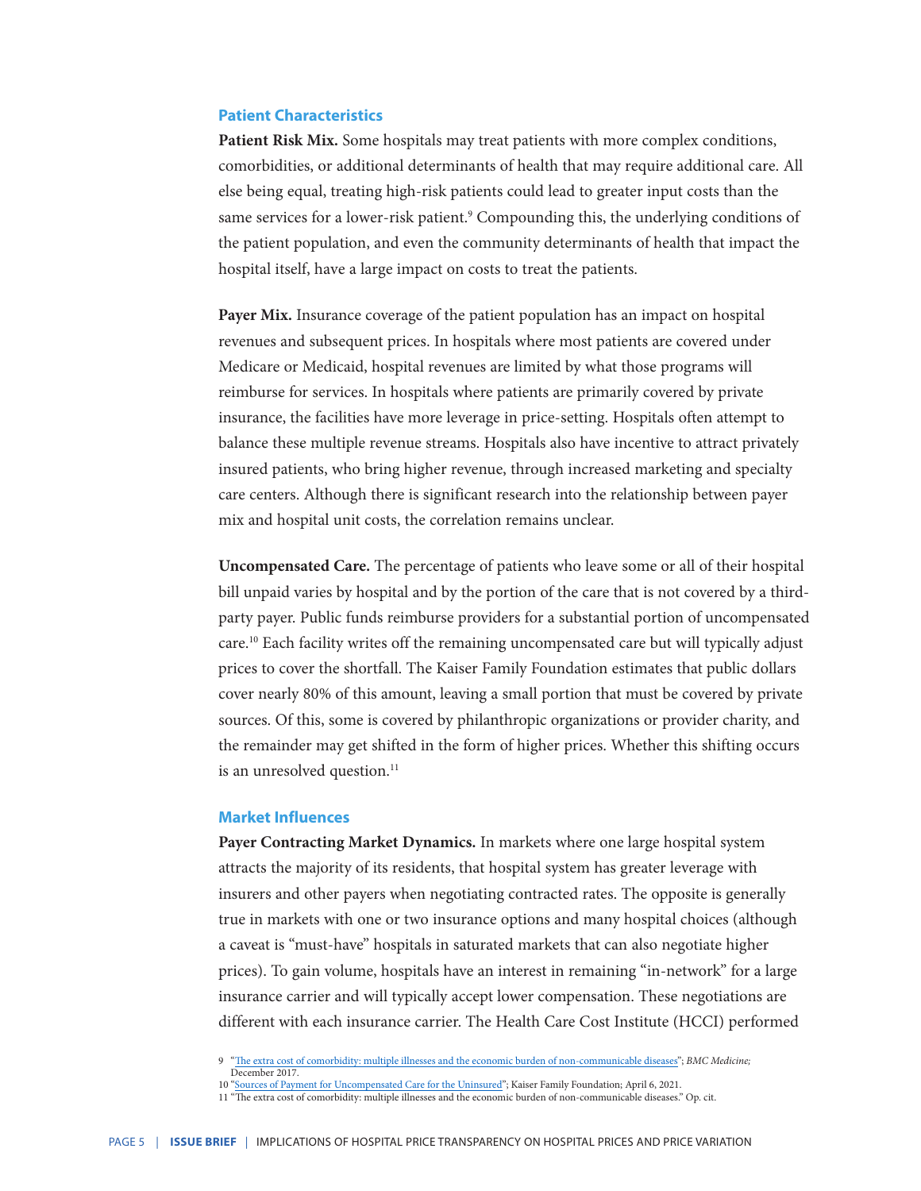### Patient Characteristics

**Patient Risk Mix.** Some hospitals may treat patients with more complex conditions, comorbidities, or additional determinants of health that may require additional care. All else being equal, treating high-risk patients could lead to greater input costs than the same services for a lower-risk patient.[9] Compounding this, the underlying conditions of the patient population, and even the community determinants of health that impact the hospital itself, have a large impact on costs to treat the patients.

**Payer Mix.** Insurance coverage of the patient population has an impact on hospital revenues and subsequent prices. In hospitals where most patients are covered under Medicare or Medicaid, hospital revenues are limited by what those programs will reimburse for services. In hospitals where patients are primarily covered by private insurance, the facilities have more leverage in price-setting. Hospitals often attempt to balance these multiple revenue streams. Hospitals also have incentive to attract privately insured patients, who bring higher revenue, through increased marketing and specialty care centers. Although there is significant research into the relationship between payer mix and hospital unit costs, the correlation remains unclear.

**Uncompensated Care.** The percentage of patients who leave some or all of their hospital bill unpaid varies by hospital and by the portion of the care that is not covered by a third-party payer. Public funds reimburse providers for a substantial portion of uncompensated care.[10] Each facility writes off the remaining uncompensated care but will typically adjust prices to cover the shortfall. The Kaiser Family Foundation estimates that public dollars cover nearly 80% of this amount, leaving a small portion that must be covered by private sources. Of this, some is covered by philanthropic organizations or provider charity, and the remainder may get shifted in the form of higher prices. Whether this shifting occurs is an unresolved question.[11]

### Market Influences

**Payer Contracting Market Dynamics.** In markets where one large hospital system attracts the majority of its residents, that hospital system has greater leverage with insurers and other payers when negotiating contracted rates. The opposite is generally true in markets with one or two insurance options and many hospital choices (although a caveat is "must-have" hospitals in saturated markets that can also negotiate higher prices). To gain volume, hospitals have an interest in remaining "in-network" for a large insurance carrier and will typically accept lower compensation. These negotiations are different with each insurance carrier. The Health Care Cost Institute (HCCI) performed

---

9 "The extra cost of comorbidity: multiple illnesses and the economic burden of non-communicable diseases"; *BMC Medicine;* December 2017.

10 "Sources of Payment for Uncompensated Care for the Uninsured"; Kaiser Family Foundation; April 6, 2021.

11 "The extra cost of comorbidity: multiple illnesses and the economic burden of non-communicable diseases." Op. cit.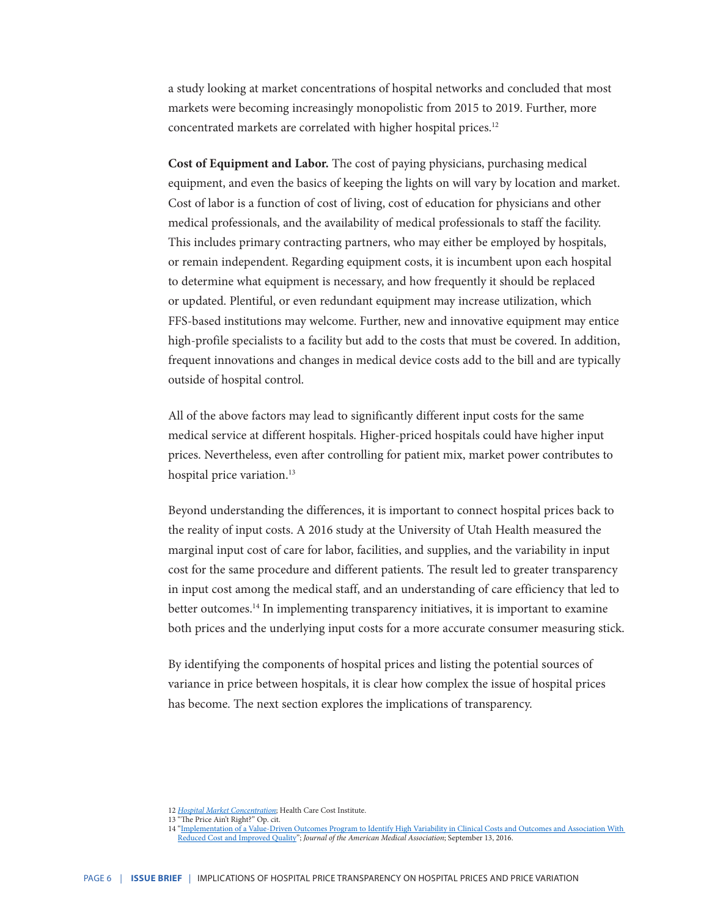a study looking at market concentrations of hospital networks and concluded that most markets were becoming increasingly monopolistic from 2015 to 2019. Further, more concentrated markets are correlated with higher hospital prices.[12]

**Cost of Equipment and Labor.** The cost of paying physicians, purchasing medical equipment, and even the basics of keeping the lights on will vary by location and market. Cost of labor is a function of cost of living, cost of education for physicians and other medical professionals, and the availability of medical professionals to staff the facility. This includes primary contracting partners, who may either be employed by hospitals, or remain independent. Regarding equipment costs, it is incumbent upon each hospital to determine what equipment is necessary, and how frequently it should be replaced or updated. Plentiful, or even redundant equipment may increase utilization, which FFS-based institutions may welcome. Further, new and innovative equipment may entice high-profile specialists to a facility but add to the costs that must be covered. In addition, frequent innovations and changes in medical device costs add to the bill and are typically outside of hospital control.

All of the above factors may lead to significantly different input costs for the same medical service at different hospitals. Higher-priced hospitals could have higher input prices. Nevertheless, even after controlling for patient mix, market power contributes to hospital price variation.[13]

Beyond understanding the differences, it is important to connect hospital prices back to the reality of input costs. A 2016 study at the University of Utah Health measured the marginal input cost of care for labor, facilities, and supplies, and the variability in input cost for the same procedure and different patients. The result led to greater transparency in input cost among the medical staff, and an understanding of care efficiency that led to better outcomes.[14] In implementing transparency initiatives, it is important to examine both prices and the underlying input costs for a more accurate consumer measuring stick.

By identifying the components of hospital prices and listing the potential sources of variance in price between hospitals, it is clear how complex the issue of hospital prices has become. The next section explores the implications of transparency.

12 *Hospital Market Concentration*; Health Care Cost Institute.
13 "The Price Ain't Right?" Op. cit.
14 "Implementation of a Value-Driven Outcomes Program to Identify High Variability in Clinical Costs and Outcomes and Association With Reduced Cost and Improved Quality"; *Journal of the American Medical Association*; September 13, 2016.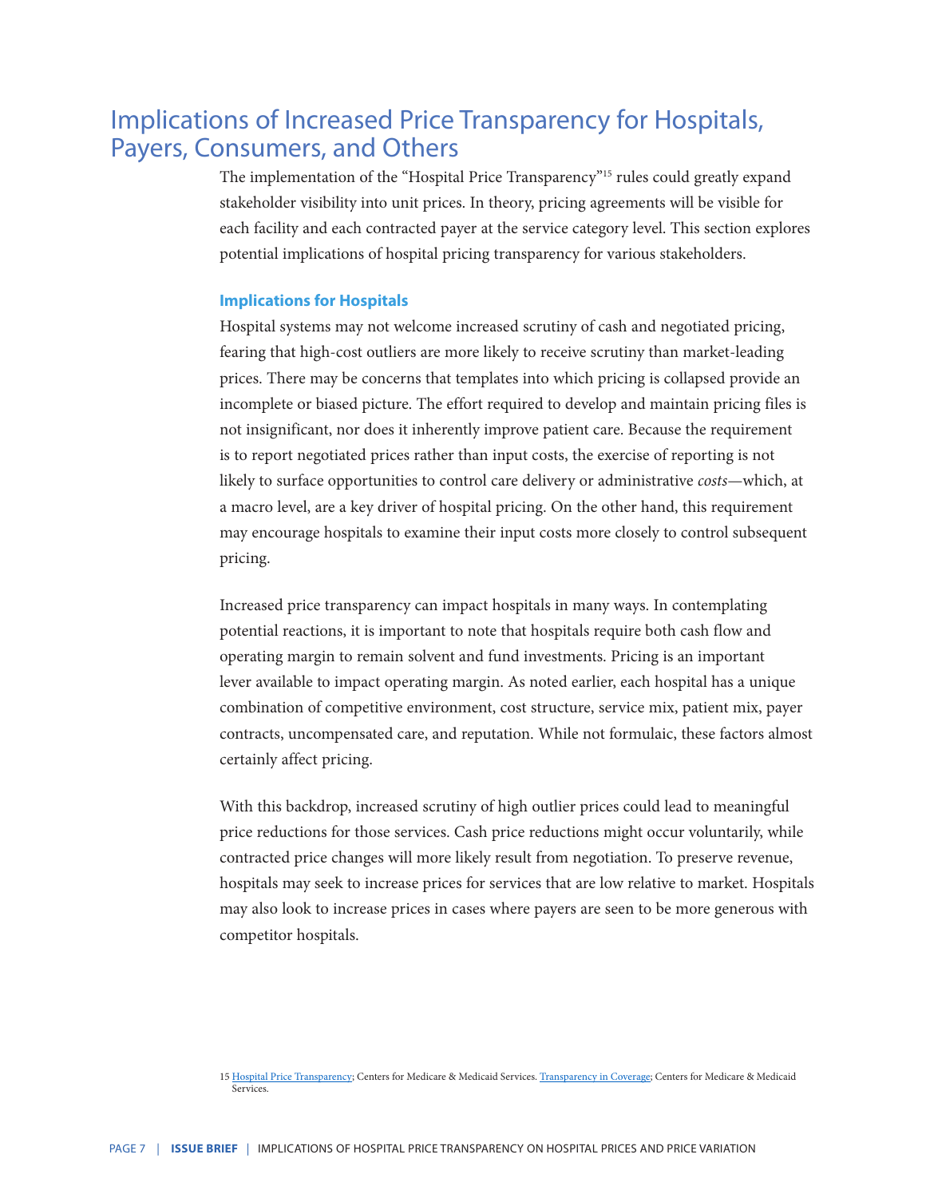# Implications of Increased Price Transparency for Hospitals, Payers, Consumers, and Others

The implementation of the "Hospital Price Transparency"[15] rules could greatly expand stakeholder visibility into unit prices. In theory, pricing agreements will be visible for each facility and each contracted payer at the service category level. This section explores potential implications of hospital pricing transparency for various stakeholders.

### Implications for Hospitals

Hospital systems may not welcome increased scrutiny of cash and negotiated pricing, fearing that high-cost outliers are more likely to receive scrutiny than market-leading prices. There may be concerns that templates into which pricing is collapsed provide an incomplete or biased picture. The effort required to develop and maintain pricing files is not insignificant, nor does it inherently improve patient care. Because the requirement is to report negotiated prices rather than input costs, the exercise of reporting is not likely to surface opportunities to control care delivery or administrative *costs*—which, at a macro level, are a key driver of hospital pricing. On the other hand, this requirement may encourage hospitals to examine their input costs more closely to control subsequent pricing.

Increased price transparency can impact hospitals in many ways. In contemplating potential reactions, it is important to note that hospitals require both cash flow and operating margin to remain solvent and fund investments. Pricing is an important lever available to impact operating margin. As noted earlier, each hospital has a unique combination of competitive environment, cost structure, service mix, patient mix, payer contracts, uncompensated care, and reputation. While not formulaic, these factors almost certainly affect pricing.

With this backdrop, increased scrutiny of high outlier prices could lead to meaningful price reductions for those services. Cash price reductions might occur voluntarily, while contracted price changes will more likely result from negotiation. To preserve revenue, hospitals may seek to increase prices for services that are low relative to market. Hospitals may also look to increase prices in cases where payers are seen to be more generous with competitor hospitals.

15 Hospital Price Transparency; Centers for Medicare & Medicaid Services. Transparency in Coverage; Centers for Medicare & Medicaid Services.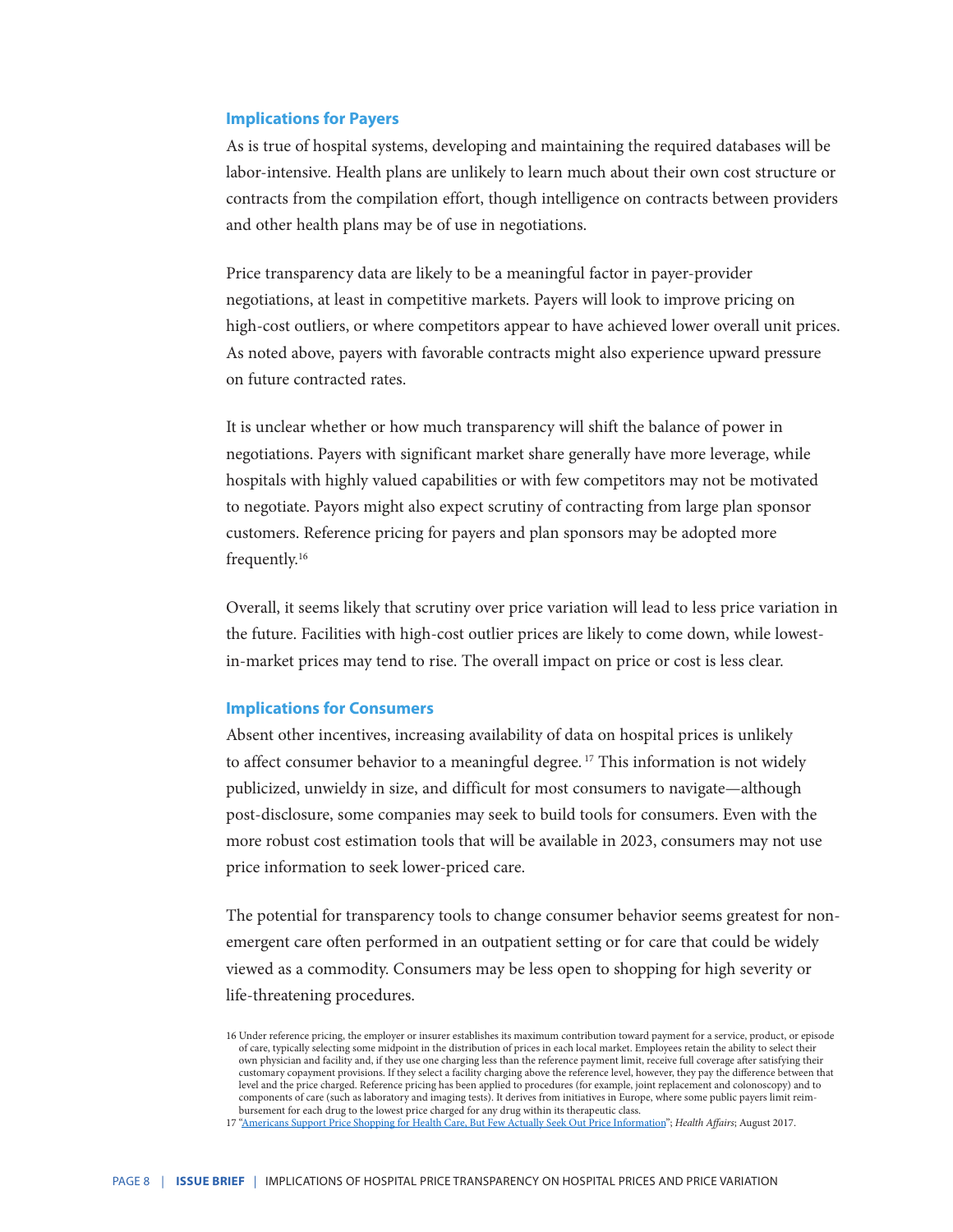### Implications for Payers

As is true of hospital systems, developing and maintaining the required databases will be labor-intensive. Health plans are unlikely to learn much about their own cost structure or contracts from the compilation effort, though intelligence on contracts between providers and other health plans may be of use in negotiations.

Price transparency data are likely to be a meaningful factor in payer-provider negotiations, at least in competitive markets. Payers will look to improve pricing on high-cost outliers, or where competitors appear to have achieved lower overall unit prices. As noted above, payers with favorable contracts might also experience upward pressure on future contracted rates.

It is unclear whether or how much transparency will shift the balance of power in negotiations. Payers with significant market share generally have more leverage, while hospitals with highly valued capabilities or with few competitors may not be motivated to negotiate. Payors might also expect scrutiny of contracting from large plan sponsor customers. Reference pricing for payers and plan sponsors may be adopted more frequently.[16]

Overall, it seems likely that scrutiny over price variation will lead to less price variation in the future. Facilities with high-cost outlier prices are likely to come down, while lowest-in-market prices may tend to rise. The overall impact on price or cost is less clear.

### Implications for Consumers

Absent other incentives, increasing availability of data on hospital prices is unlikely to affect consumer behavior to a meaningful degree.[17] This information is not widely publicized, unwieldy in size, and difficult for most consumers to navigate—although post-disclosure, some companies may seek to build tools for consumers. Even with the more robust cost estimation tools that will be available in 2023, consumers may not use price information to seek lower-priced care.

The potential for transparency tools to change consumer behavior seems greatest for non-emergent care often performed in an outpatient setting or for care that could be widely viewed as a commodity. Consumers may be less open to shopping for high severity or life-threatening procedures.

16 Under reference pricing, the employer or insurer establishes its maximum contribution toward payment for a service, product, or episode of care, typically selecting some midpoint in the distribution of prices in each local market. Employees retain the ability to select their own physician and facility and, if they use one charging less than the reference payment limit, receive full coverage after satisfying their customary copayment provisions. If they select a facility charging above the reference level, however, they pay the difference between that level and the price charged. Reference pricing has been applied to procedures (for example, joint replacement and colonoscopy) and to components of care (such as laboratory and imaging tests). It derives from initiatives in Europe, where some public payers limit reimbursement for each drug to the lowest price charged for any drug within its therapeutic class.

17 "Americans Support Price Shopping for Health Care, But Few Actually Seek Out Price Information"; *Health Affairs*; August 2017.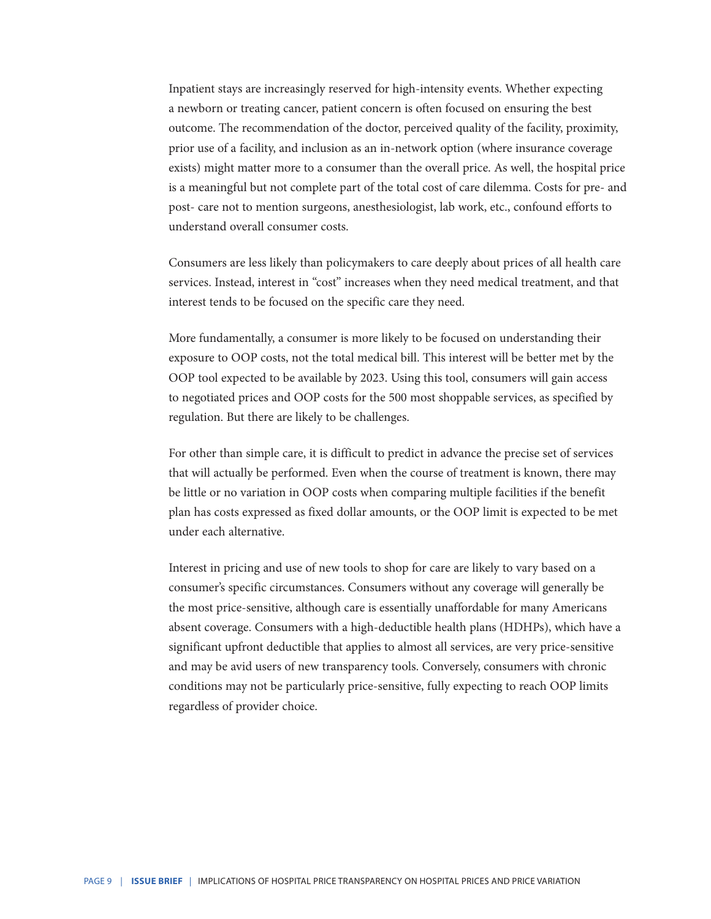Inpatient stays are increasingly reserved for high-intensity events. Whether expecting a newborn or treating cancer, patient concern is often focused on ensuring the best outcome. The recommendation of the doctor, perceived quality of the facility, proximity, prior use of a facility, and inclusion as an in-network option (where insurance coverage exists) might matter more to a consumer than the overall price. As well, the hospital price is a meaningful but not complete part of the total cost of care dilemma. Costs for pre- and post- care not to mention surgeons, anesthesiologist, lab work, etc., confound efforts to understand overall consumer costs.

Consumers are less likely than policymakers to care deeply about prices of all health care services. Instead, interest in "cost" increases when they need medical treatment, and that interest tends to be focused on the specific care they need.

More fundamentally, a consumer is more likely to be focused on understanding their exposure to OOP costs, not the total medical bill. This interest will be better met by the OOP tool expected to be available by 2023. Using this tool, consumers will gain access to negotiated prices and OOP costs for the 500 most shoppable services, as specified by regulation. But there are likely to be challenges.

For other than simple care, it is difficult to predict in advance the precise set of services that will actually be performed. Even when the course of treatment is known, there may be little or no variation in OOP costs when comparing multiple facilities if the benefit plan has costs expressed as fixed dollar amounts, or the OOP limit is expected to be met under each alternative.

Interest in pricing and use of new tools to shop for care are likely to vary based on a consumer's specific circumstances. Consumers without any coverage will generally be the most price-sensitive, although care is essentially unaffordable for many Americans absent coverage. Consumers with a high-deductible health plans (HDHPs), which have a significant upfront deductible that applies to almost all services, are very price-sensitive and may be avid users of new transparency tools. Conversely, consumers with chronic conditions may not be particularly price-sensitive, fully expecting to reach OOP limits regardless of provider choice.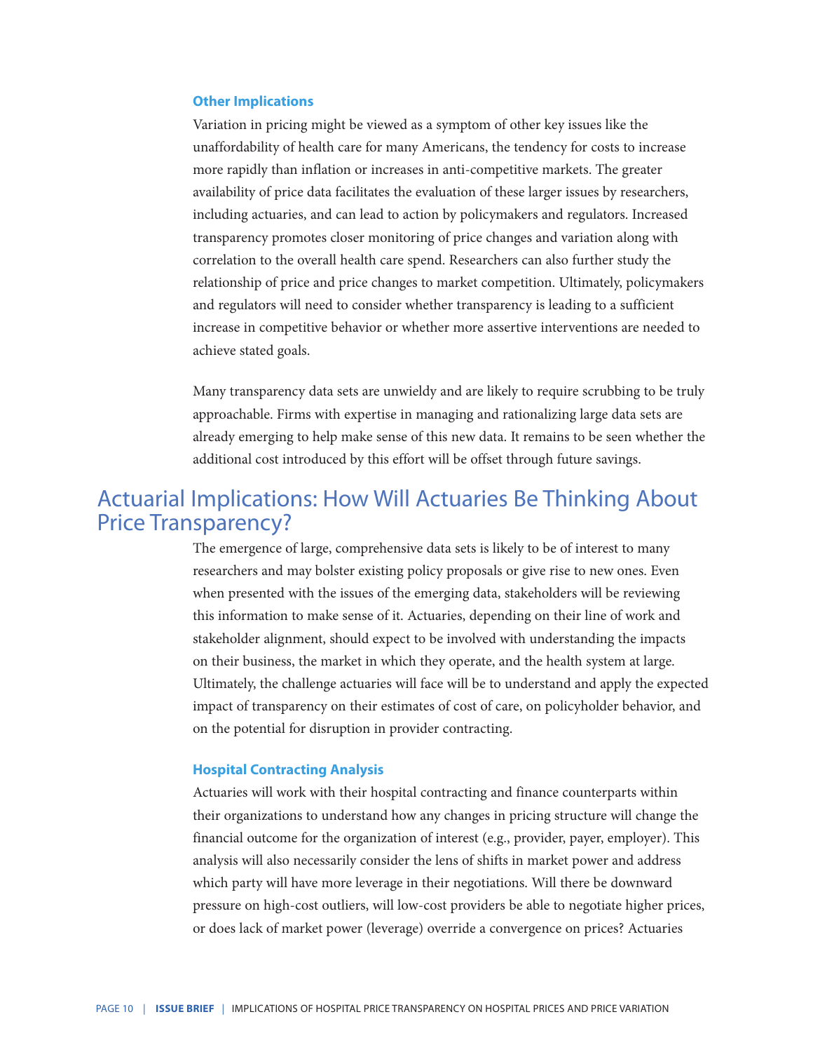### Other Implications

Variation in pricing might be viewed as a symptom of other key issues like the unaffordability of health care for many Americans, the tendency for costs to increase more rapidly than inflation or increases in anti-competitive markets. The greater availability of price data facilitates the evaluation of these larger issues by researchers, including actuaries, and can lead to action by policymakers and regulators. Increased transparency promotes closer monitoring of price changes and variation along with correlation to the overall health care spend. Researchers can also further study the relationship of price and price changes to market competition. Ultimately, policymakers and regulators will need to consider whether transparency is leading to a sufficient increase in competitive behavior or whether more assertive interventions are needed to achieve stated goals.

Many transparency data sets are unwieldy and are likely to require scrubbing to be truly approachable. Firms with expertise in managing and rationalizing large data sets are already emerging to help make sense of this new data. It remains to be seen whether the additional cost introduced by this effort will be offset through future savings.

## Actuarial Implications: How Will Actuaries Be Thinking About Price Transparency?

The emergence of large, comprehensive data sets is likely to be of interest to many researchers and may bolster existing policy proposals or give rise to new ones. Even when presented with the issues of the emerging data, stakeholders will be reviewing this information to make sense of it. Actuaries, depending on their line of work and stakeholder alignment, should expect to be involved with understanding the impacts on their business, the market in which they operate, and the health system at large. Ultimately, the challenge actuaries will face will be to understand and apply the expected impact of transparency on their estimates of cost of care, on policyholder behavior, and on the potential for disruption in provider contracting.

### Hospital Contracting Analysis

Actuaries will work with their hospital contracting and finance counterparts within their organizations to understand how any changes in pricing structure will change the financial outcome for the organization of interest (e.g., provider, payer, employer). This analysis will also necessarily consider the lens of shifts in market power and address which party will have more leverage in their negotiations. Will there be downward pressure on high-cost outliers, will low-cost providers be able to negotiate higher prices, or does lack of market power (leverage) override a convergence on prices? Actuaries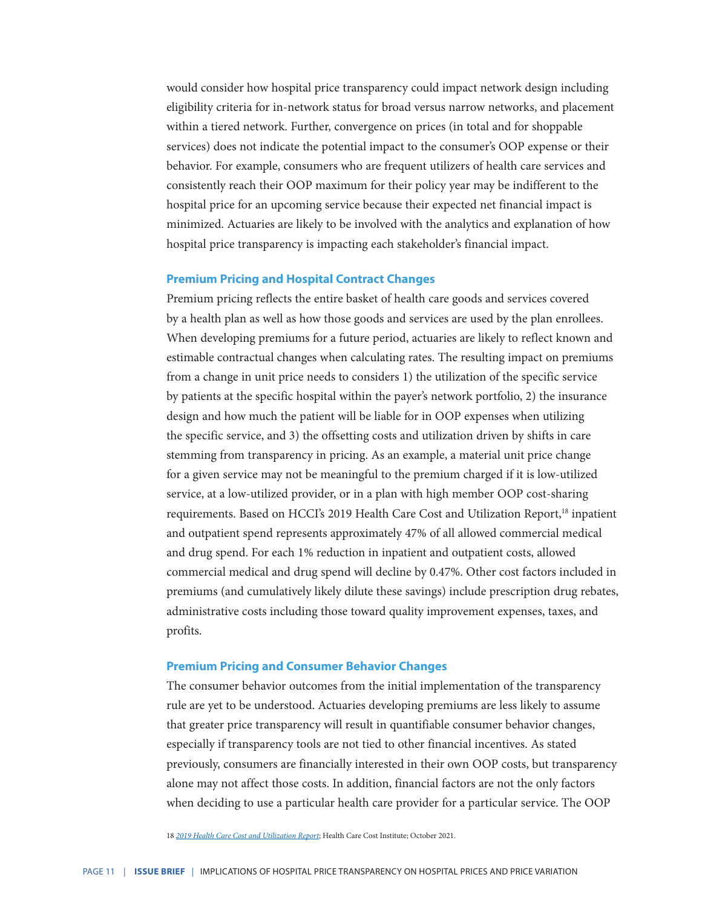would consider how hospital price transparency could impact network design including eligibility criteria for in-network status for broad versus narrow networks, and placement within a tiered network. Further, convergence on prices (in total and for shoppable services) does not indicate the potential impact to the consumer's OOP expense or their behavior. For example, consumers who are frequent utilizers of health care services and consistently reach their OOP maximum for their policy year may be indifferent to the hospital price for an upcoming service because their expected net financial impact is minimized. Actuaries are likely to be involved with the analytics and explanation of how hospital price transparency is impacting each stakeholder's financial impact.

### Premium Pricing and Hospital Contract Changes

Premium pricing reflects the entire basket of health care goods and services covered by a health plan as well as how those goods and services are used by the plan enrollees. When developing premiums for a future period, actuaries are likely to reflect known and estimable contractual changes when calculating rates. The resulting impact on premiums from a change in unit price needs to considers 1) the utilization of the specific service by patients at the specific hospital within the payer's network portfolio, 2) the insurance design and how much the patient will be liable for in OOP expenses when utilizing the specific service, and 3) the offsetting costs and utilization driven by shifts in care stemming from transparency in pricing. As an example, a material unit price change for a given service may not be meaningful to the premium charged if it is low-utilized service, at a low-utilized provider, or in a plan with high member OOP cost-sharing requirements. Based on HCCI's 2019 Health Care Cost and Utilization Report,[18] inpatient and outpatient spend represents approximately 47% of all allowed commercial medical and drug spend. For each 1% reduction in inpatient and outpatient costs, allowed commercial medical and drug spend will decline by 0.47%. Other cost factors included in premiums (and cumulatively likely dilute these savings) include prescription drug rebates, administrative costs including those toward quality improvement expenses, taxes, and profits.

### Premium Pricing and Consumer Behavior Changes

The consumer behavior outcomes from the initial implementation of the transparency rule are yet to be understood. Actuaries developing premiums are less likely to assume that greater price transparency will result in quantifiable consumer behavior changes, especially if transparency tools are not tied to other financial incentives. As stated previously, consumers are financially interested in their own OOP costs, but transparency alone may not affect those costs. In addition, financial factors are not the only factors when deciding to use a particular health care provider for a particular service. The OOP

18 *2019 Health Care Cost and Utilization Report*; Health Care Cost Institute; October 2021.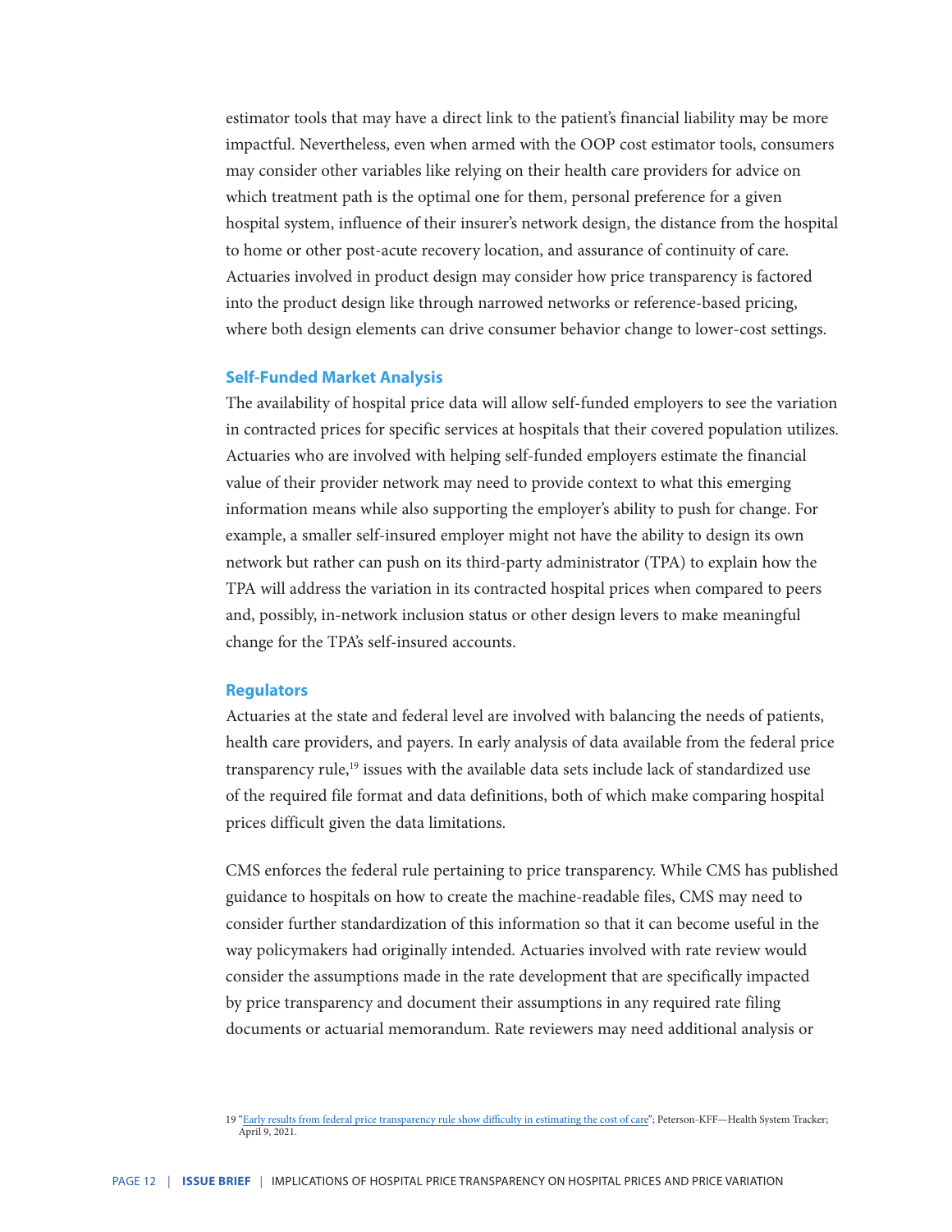estimator tools that may have a direct link to the patient's financial liability may be more impactful. Nevertheless, even when armed with the OOP cost estimator tools, consumers may consider other variables like relying on their health care providers for advice on which treatment path is the optimal one for them, personal preference for a given hospital system, influence of their insurer's network design, the distance from the hospital to home or other post-acute recovery location, and assurance of continuity of care. Actuaries involved in product design may consider how price transparency is factored into the product design like through narrowed networks or reference-based pricing, where both design elements can drive consumer behavior change to lower-cost settings.

### Self-Funded Market Analysis

The availability of hospital price data will allow self-funded employers to see the variation in contracted prices for specific services at hospitals that their covered population utilizes. Actuaries who are involved with helping self-funded employers estimate the financial value of their provider network may need to provide context to what this emerging information means while also supporting the employer's ability to push for change. For example, a smaller self-insured employer might not have the ability to design its own network but rather can push on its third-party administrator (TPA) to explain how the TPA will address the variation in its contracted hospital prices when compared to peers and, possibly, in-network inclusion status or other design levers to make meaningful change for the TPA's self-insured accounts.

### Regulators

Actuaries at the state and federal level are involved with balancing the needs of patients, health care providers, and payers. In early analysis of data available from the federal price transparency rule,[19] issues with the available data sets include lack of standardized use of the required file format and data definitions, both of which make comparing hospital prices difficult given the data limitations.

CMS enforces the federal rule pertaining to price transparency. While CMS has published guidance to hospitals on how to create the machine-readable files, CMS may need to consider further standardization of this information so that it can become useful in the way policymakers had originally intended. Actuaries involved with rate review would consider the assumptions made in the rate development that are specifically impacted by price transparency and document their assumptions in any required rate filing documents or actuarial memorandum. Rate reviewers may need additional analysis or

19 "Early results from federal price transparency rule show difficulty in estimating the cost of care"; Peterson-KFF—Health System Tracker; April 9, 2021.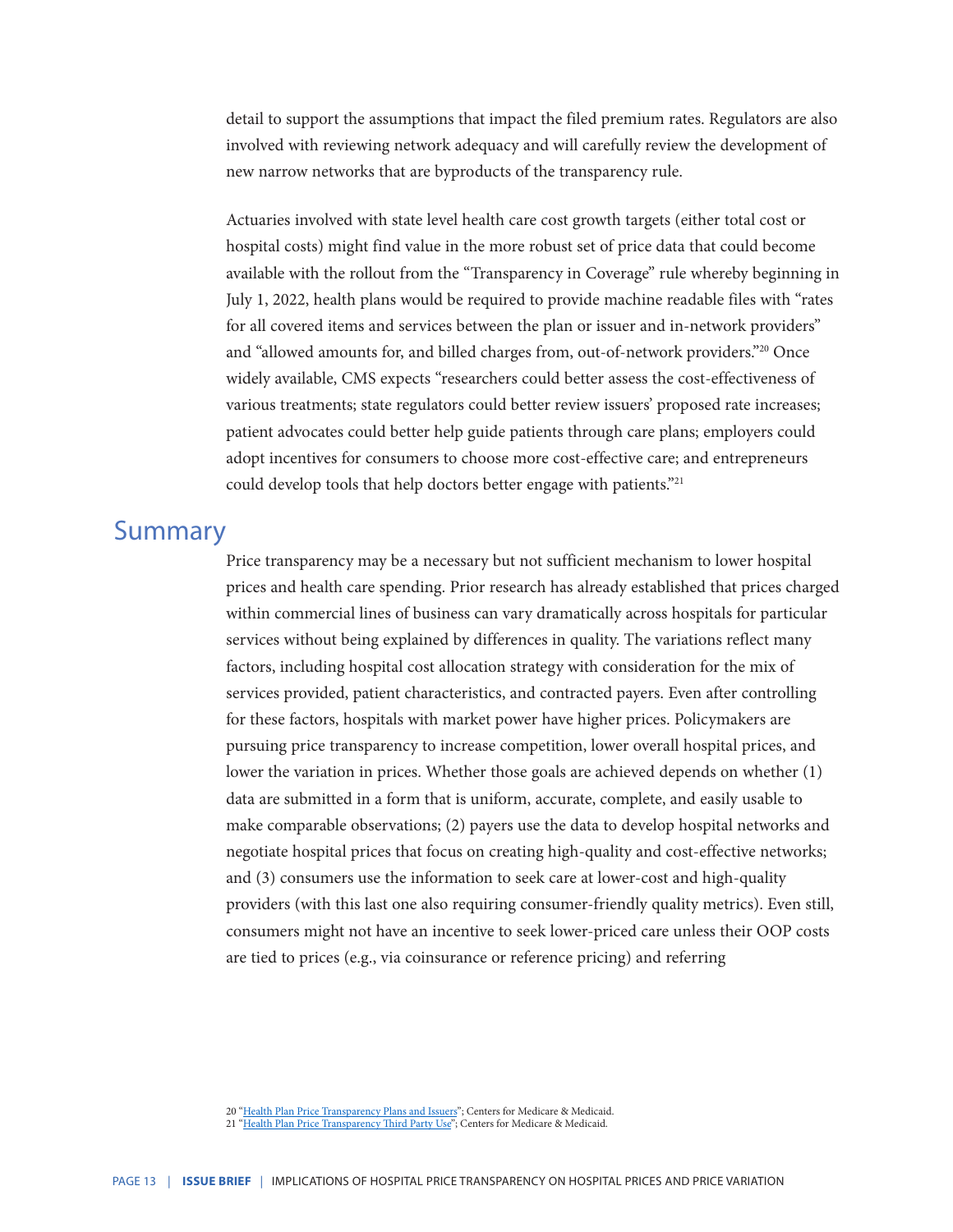detail to support the assumptions that impact the filed premium rates. Regulators are also involved with reviewing network adequacy and will carefully review the development of new narrow networks that are byproducts of the transparency rule.

Actuaries involved with state level health care cost growth targets (either total cost or hospital costs) might find value in the more robust set of price data that could become available with the rollout from the "Transparency in Coverage" rule whereby beginning in July 1, 2022, health plans would be required to provide machine readable files with "rates for all covered items and services between the plan or issuer and in-network providers" and "allowed amounts for, and billed charges from, out-of-network providers."[20] Once widely available, CMS expects "researchers could better assess the cost-effectiveness of various treatments; state regulators could better review issuers' proposed rate increases; patient advocates could better help guide patients through care plans; employers could adopt incentives for consumers to choose more cost-effective care; and entrepreneurs could develop tools that help doctors better engage with patients."[21]

## Summary

Price transparency may be a necessary but not sufficient mechanism to lower hospital prices and health care spending. Prior research has already established that prices charged within commercial lines of business can vary dramatically across hospitals for particular services without being explained by differences in quality. The variations reflect many factors, including hospital cost allocation strategy with consideration for the mix of services provided, patient characteristics, and contracted payers. Even after controlling for these factors, hospitals with market power have higher prices. Policymakers are pursuing price transparency to increase competition, lower overall hospital prices, and lower the variation in prices. Whether those goals are achieved depends on whether (1) data are submitted in a form that is uniform, accurate, complete, and easily usable to make comparable observations; (2) payers use the data to develop hospital networks and negotiate hospital prices that focus on creating high-quality and cost-effective networks; and (3) consumers use the information to seek care at lower-cost and high-quality providers (with this last one also requiring consumer-friendly quality metrics). Even still, consumers might not have an incentive to seek lower-priced care unless their OOP costs are tied to prices (e.g., via coinsurance or reference pricing) and referring

20 "[Health Plan Price Transparency Plans and Issuers](#)"; Centers for Medicare & Medicaid.
21 "[Health Plan Price Transparency Third Party Use](#)"; Centers for Medicare & Medicaid.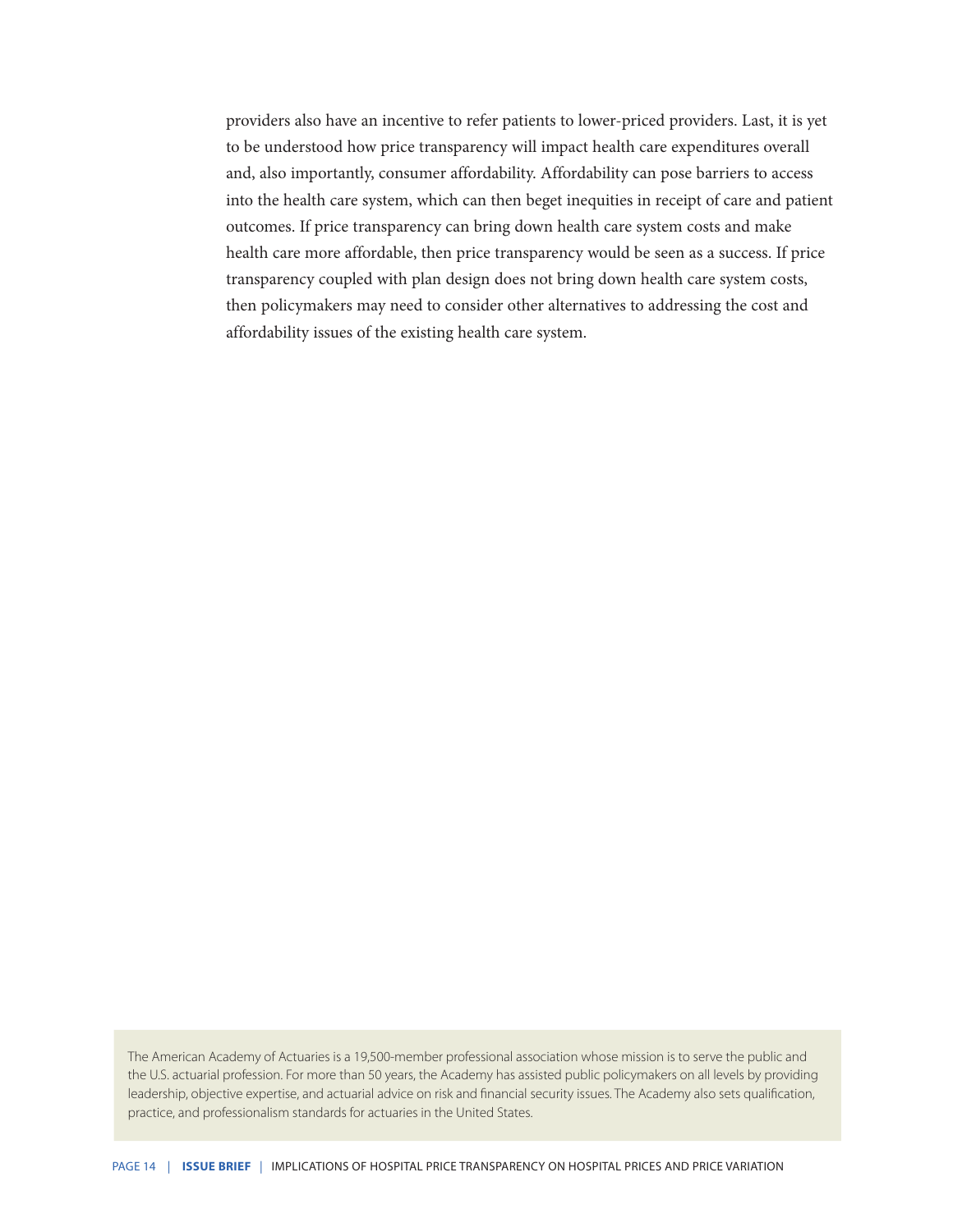providers also have an incentive to refer patients to lower-priced providers. Last, it is yet to be understood how price transparency will impact health care expenditures overall and, also importantly, consumer affordability. Affordability can pose barriers to access into the health care system, which can then beget inequities in receipt of care and patient outcomes. If price transparency can bring down health care system costs and make health care more affordable, then price transparency would be seen as a success. If price transparency coupled with plan design does not bring down health care system costs, then policymakers may need to consider other alternatives to addressing the cost and affordability issues of the existing health care system.

The American Academy of Actuaries is a 19,500-member professional association whose mission is to serve the public and the U.S. actuarial profession. For more than 50 years, the Academy has assisted public policymakers on all levels by providing leadership, objective expertise, and actuarial advice on risk and financial security issues. The Academy also sets qualification, practice, and professionalism standards for actuaries in the United States.